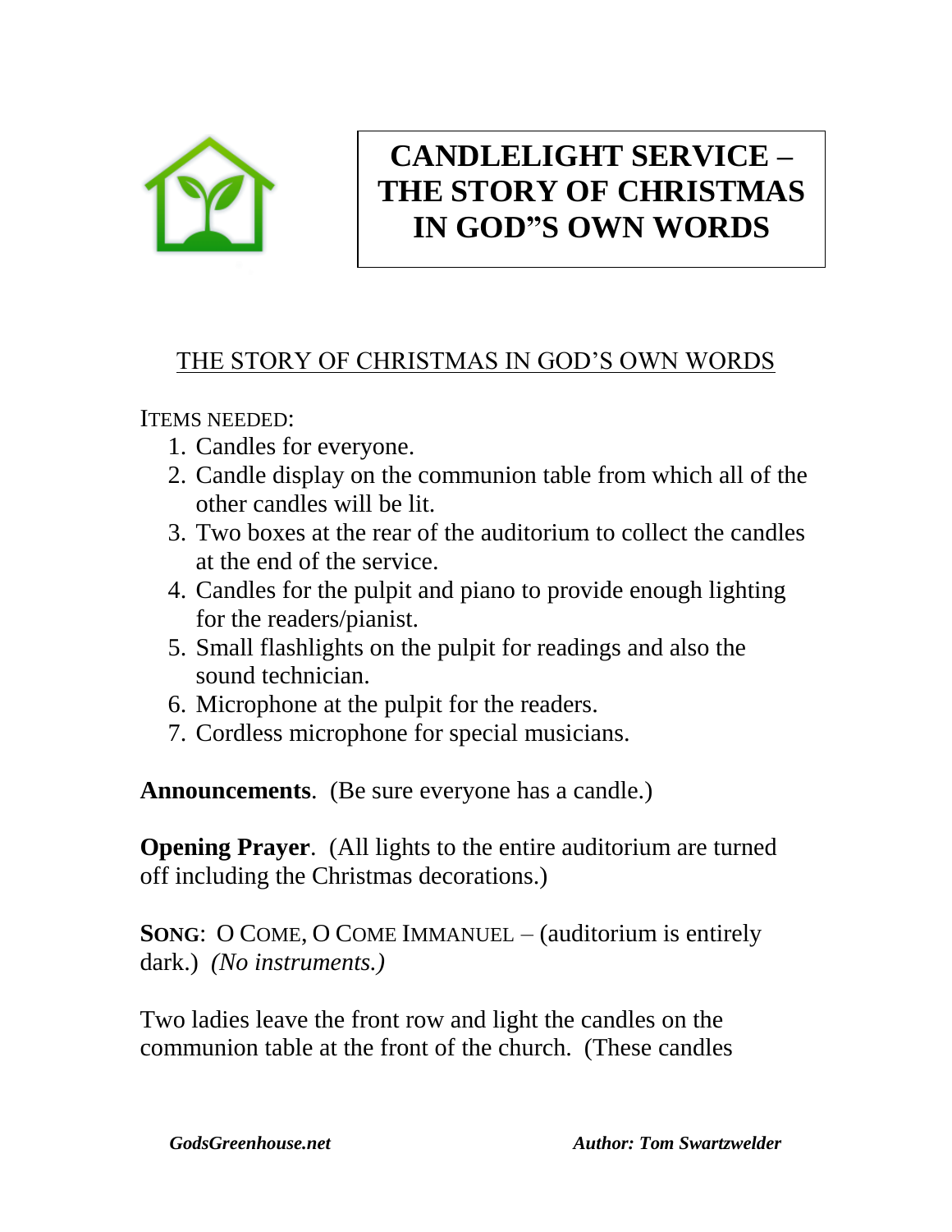# CANDLELIGHT SERVICE – THE STORY OF CHRISTMAS IN GOD"S OWN WORDS

## THE STORY OF CHRISTMAS IN GOD'S OWN WORDS

ITEMS NEEDED:

1. Candles for everyone.
2. Candle display on the communion table from which all of the other candles will be lit.
3. Two boxes at the rear of the auditorium to collect the candles at the end of the service.
4. Candles for the pulpit and piano to provide enough lighting for the readers/pianist.
5. Small flashlights on the pulpit for readings and also the sound technician.
6. Microphone at the pulpit for the readers.
7. Cordless microphone for special musicians.

**Announcements**. (Be sure everyone has a candle.)

**Opening Prayer**. (All lights to the entire auditorium are turned off including the Christmas decorations.)

**SONG**: O COME, O COME IMMANUEL – (auditorium is entirely dark.) *(No instruments.)*

Two ladies leave the front row and light the candles on the communion table at the front of the church. (These candles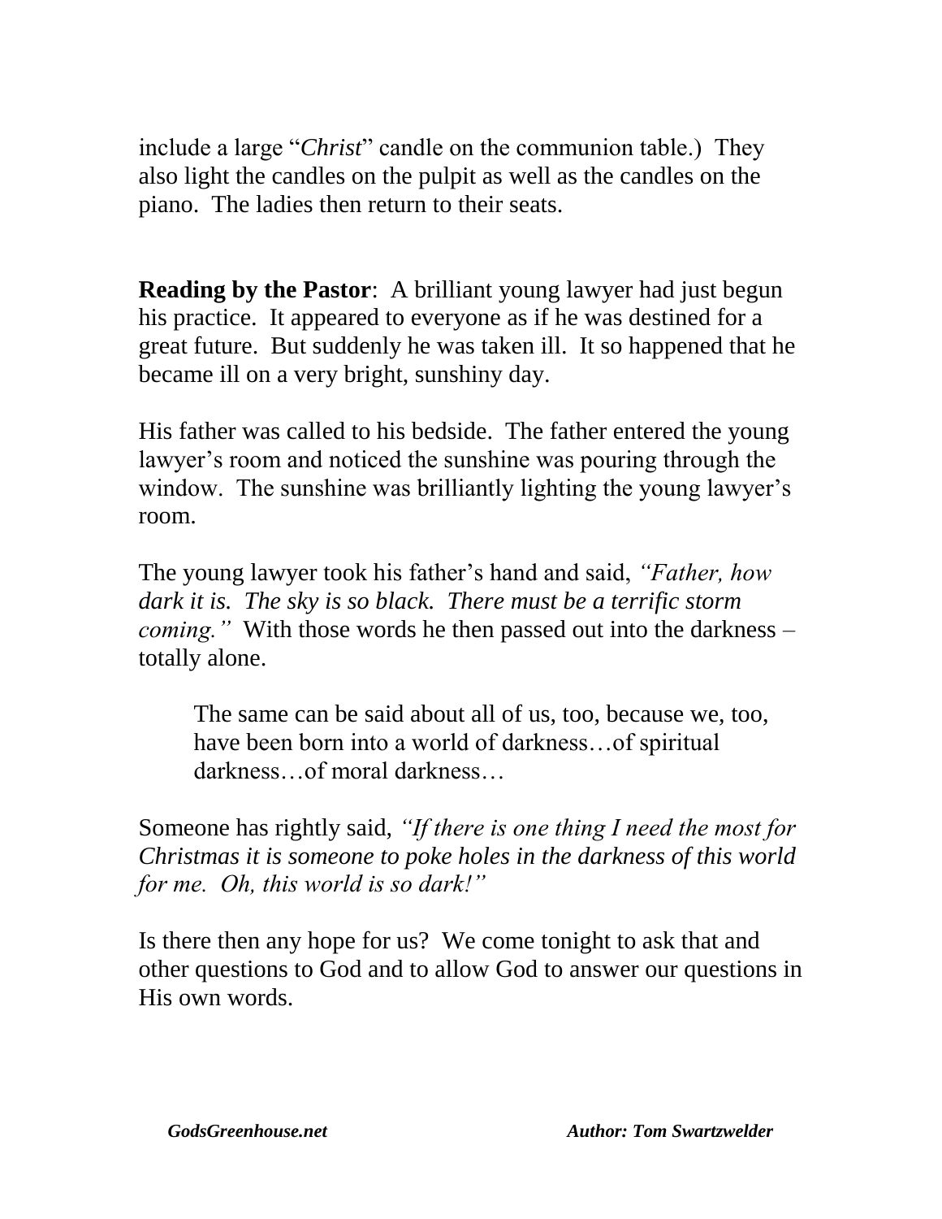include a large "*Christ*" candle on the communion table.) They also light the candles on the pulpit as well as the candles on the piano. The ladies then return to their seats.

**Reading by the Pastor**: A brilliant young lawyer had just begun his practice. It appeared to everyone as if he was destined for a great future. But suddenly he was taken ill. It so happened that he became ill on a very bright, sunshiny day.

His father was called to his bedside. The father entered the young lawyer's room and noticed the sunshine was pouring through the window. The sunshine was brilliantly lighting the young lawyer's room.

The young lawyer took his father's hand and said, *"Father, how dark it is. The sky is so black. There must be a terrific storm coming."* With those words he then passed out into the darkness – totally alone.

> The same can be said about all of us, too, because we, too, have been born into a world of darkness…of spiritual darkness…of moral darkness…

Someone has rightly said, *"If there is one thing I need the most for Christmas it is someone to poke holes in the darkness of this world for me. Oh, this world is so dark!"*

Is there then any hope for us? We come tonight to ask that and other questions to God and to allow God to answer our questions in His own words.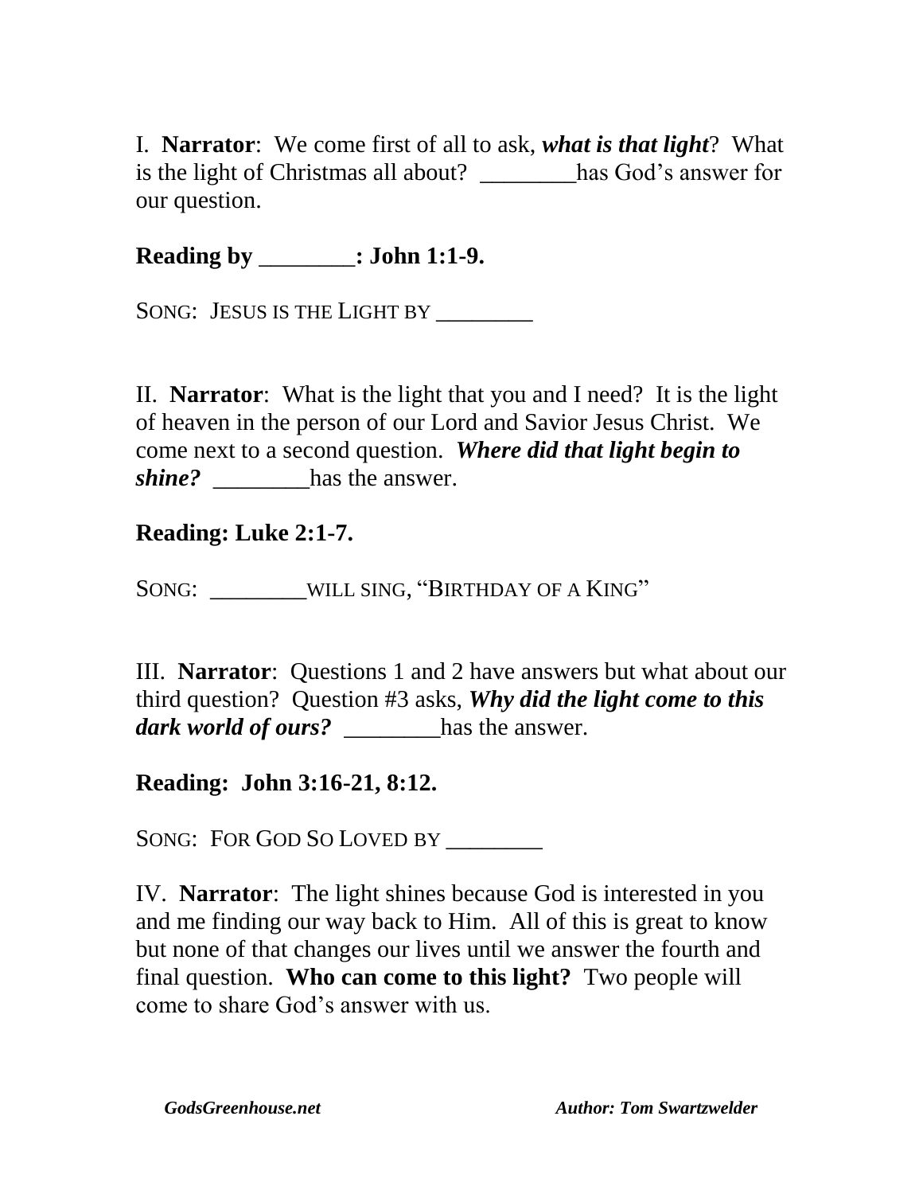I.  **Narrator**:  We come first of all to ask, ***what is that light***?  What is the light of Christmas all about?  ________has God's answer for our question.

**Reading by ________: John 1:1-9.**

SONG:  JESUS IS THE LIGHT BY ________

II.  **Narrator**:  What is the light that you and I need?  It is the light of heaven in the person of our Lord and Savior Jesus Christ.  We come next to a second question.  ***Where did that light begin to shine?***  ________has the answer.

**Reading: Luke 2:1-7.**

SONG:  ________WILL SING, "BIRTHDAY OF A KING"

III.  **Narrator**:  Questions 1 and 2 have answers but what about our third question?  Question #3 asks, ***Why did the light come to this dark world of ours?***  ________has the answer.

**Reading:  John 3:16-21, 8:12.**

SONG:  FOR GOD SO LOVED BY ________

IV.  **Narrator**:  The light shines because God is interested in you and me finding our way back to Him.  All of this is great to know but none of that changes our lives until we answer the fourth and final question.  **Who can come to this light?**  Two people will come to share God's answer with us.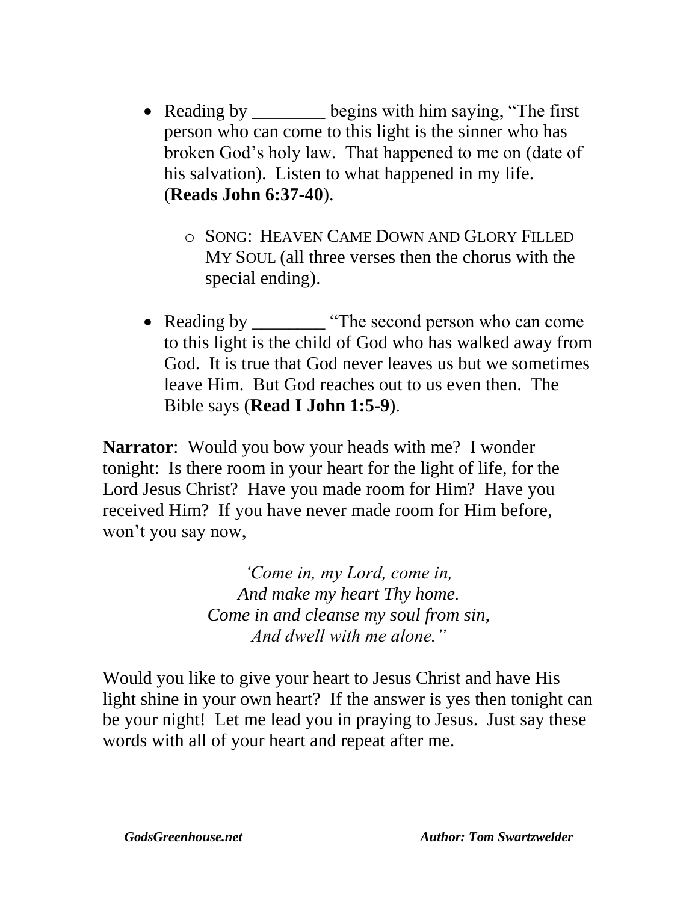- Reading by ________ begins with him saying, "The first person who can come to this light is the sinner who has broken God's holy law. That happened to me on (date of his salvation). Listen to what happened in my life. (**Reads John 6:37-40**).

    - SONG: HEAVEN CAME DOWN AND GLORY FILLED MY SOUL (all three verses then the chorus with the special ending).

- Reading by ________ "The second person who can come to this light is the child of God who has walked away from God. It is true that God never leaves us but we sometimes leave Him. But God reaches out to us even then. The Bible says (**Read I John 1:5-9**).

**Narrator**: Would you bow your heads with me? I wonder tonight: Is there room in your heart for the light of life, for the Lord Jesus Christ? Have you made room for Him? Have you received Him? If you have never made room for Him before, won't you say now,

*'Come in, my Lord, come in,*
*And make my heart Thy home.*
*Come in and cleanse my soul from sin,*
*And dwell with me alone."*

Would you like to give your heart to Jesus Christ and have His light shine in your own heart? If the answer is yes then tonight can be your night! Let me lead you in praying to Jesus. Just say these words with all of your heart and repeat after me.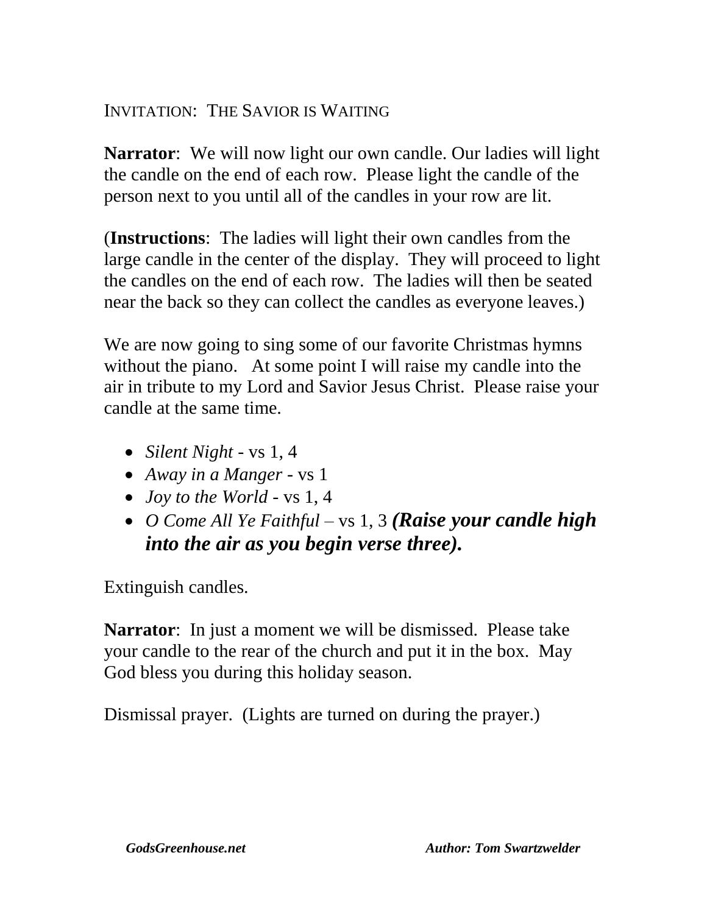INVITATION: THE SAVIOR IS WAITING

**Narrator**: We will now light our own candle. Our ladies will light the candle on the end of each row. Please light the candle of the person next to you until all of the candles in your row are lit.

(**Instructions**: The ladies will light their own candles from the large candle in the center of the display. They will proceed to light the candles on the end of each row. The ladies will then be seated near the back so they can collect the candles as everyone leaves.)

We are now going to sing some of our favorite Christmas hymns without the piano. At some point I will raise my candle into the air in tribute to my Lord and Savior Jesus Christ. Please raise your candle at the same time.

- *Silent Night* - vs 1, 4
- *Away in a Manger* - vs 1
- *Joy to the World* - vs 1, 4
- *O Come All Ye Faithful* – vs 1, 3 ***(Raise your candle high into the air as you begin verse three).***

Extinguish candles.

**Narrator**: In just a moment we will be dismissed. Please take your candle to the rear of the church and put it in the box. May God bless you during this holiday season.

Dismissal prayer. (Lights are turned on during the prayer.)